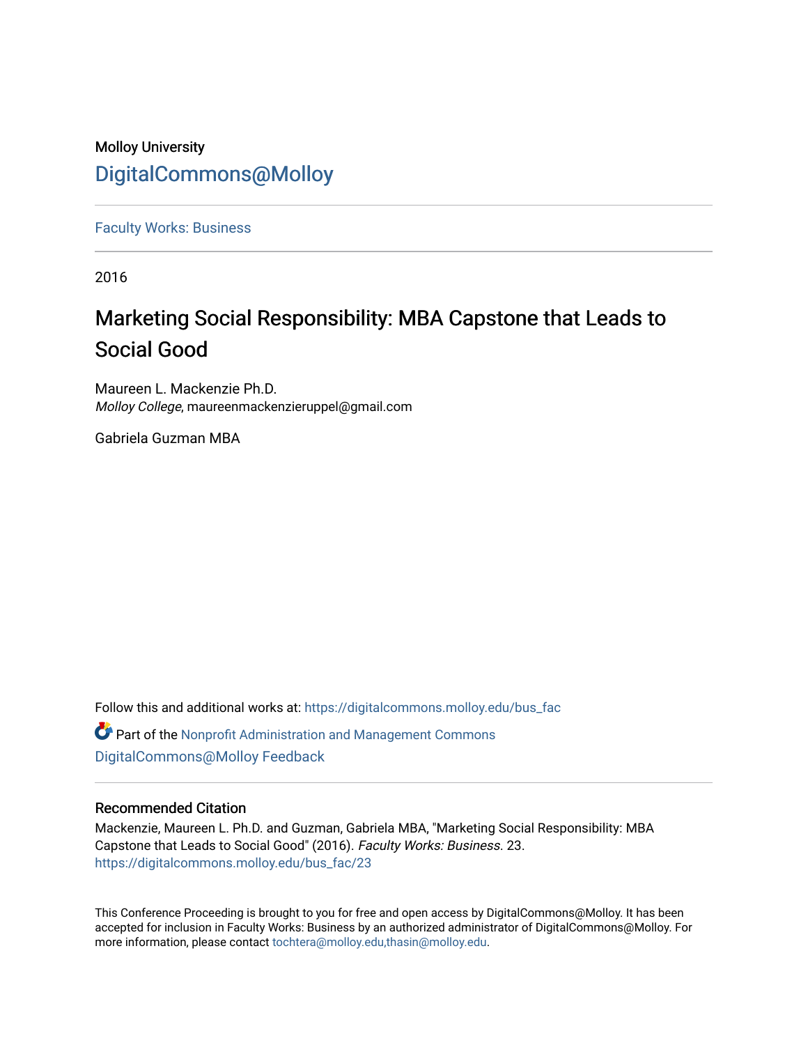Molloy University

DigitalCommons@Molloy

---

Faculty Works: Business

---

2016

# Marketing Social Responsibility: MBA Capstone that Leads to Social Good

Maureen L. Mackenzie Ph.D.
*Molloy College*, maureenmackenzieruppel@gmail.com

Gabriela Guzman MBA

Follow this and additional works at: https://digitalcommons.molloy.edu/bus_fac

Part of the Nonprofit Administration and Management Commons
DigitalCommons@Molloy Feedback

---

## Recommended Citation

Mackenzie, Maureen L. Ph.D. and Guzman, Gabriela MBA, "Marketing Social Responsibility: MBA Capstone that Leads to Social Good" (2016). *Faculty Works: Business*. 23.
https://digitalcommons.molloy.edu/bus_fac/23

This Conference Proceeding is brought to you for free and open access by DigitalCommons@Molloy. It has been accepted for inclusion in Faculty Works: Business by an authorized administrator of DigitalCommons@Molloy. For more information, please contact tochtera@molloy.edu,thasin@molloy.edu.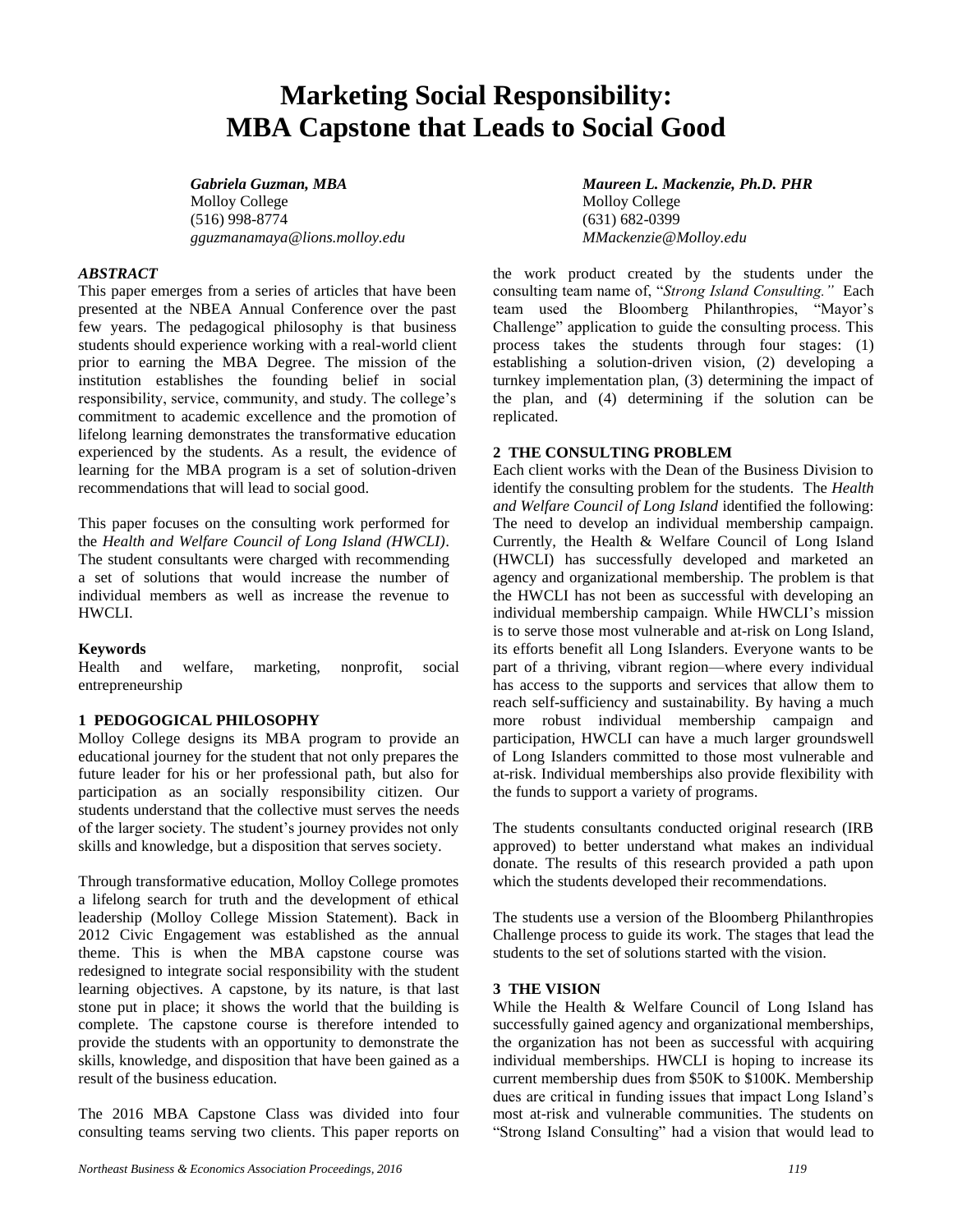# Marketing Social Responsibility: MBA Capstone that Leads to Social Good

***Gabriela Guzman, MBA***
Molloy College
(516) 998-8774
*gguzmanamaya@lions.molloy.edu*

***Maureen L. Mackenzie, Ph.D. PHR***
Molloy College
(631) 682-0399
*MMackenzie@Molloy.edu*

### *ABSTRACT*

This paper emerges from a series of articles that have been presented at the NBEA Annual Conference over the past few years. The pedagogical philosophy is that business students should experience working with a real-world client prior to earning the MBA Degree. The mission of the institution establishes the founding belief in social responsibility, service, community, and study. The college's commitment to academic excellence and the promotion of lifelong learning demonstrates the transformative education experienced by the students. As a result, the evidence of learning for the MBA program is a set of solution-driven recommendations that will lead to social good.

This paper focuses on the consulting work performed for the *Health and Welfare Council of Long Island (HWCLI)*. The student consultants were charged with recommending a set of solutions that would increase the number of individual members as well as increase the revenue to HWCLI.

**Keywords**
Health and welfare, marketing, nonprofit, social entrepreneurship

## 1 PEDOGOGICAL PHILOSOPHY

Molloy College designs its MBA program to provide an educational journey for the student that not only prepares the future leader for his or her professional path, but also for participation as an socially responsibility citizen. Our students understand that the collective must serves the needs of the larger society. The student's journey provides not only skills and knowledge, but a disposition that serves society.

Through transformative education, Molloy College promotes a lifelong search for truth and the development of ethical leadership (Molloy College Mission Statement). Back in 2012 Civic Engagement was established as the annual theme. This is when the MBA capstone course was redesigned to integrate social responsibility with the student learning objectives. A capstone, by its nature, is that last stone put in place; it shows the world that the building is complete. The capstone course is therefore intended to provide the students with an opportunity to demonstrate the skills, knowledge, and disposition that have been gained as a result of the business education.

The 2016 MBA Capstone Class was divided into four consulting teams serving two clients. This paper reports on the work product created by the students under the consulting team name of, "*Strong Island Consulting.*" Each team used the Bloomberg Philanthropies, "Mayor's Challenge" application to guide the consulting process. This process takes the students through four stages: (1) establishing a solution-driven vision, (2) developing a turnkey implementation plan, (3) determining the impact of the plan, and (4) determining if the solution can be replicated.

## 2 THE CONSULTING PROBLEM

Each client works with the Dean of the Business Division to identify the consulting problem for the students. The *Health and Welfare Council of Long Island* identified the following: The need to develop an individual membership campaign. Currently, the Health & Welfare Council of Long Island (HWCLI) has successfully developed and marketed an agency and organizational membership. The problem is that the HWCLI has not been as successful with developing an individual membership campaign. While HWCLI's mission is to serve those most vulnerable and at-risk on Long Island, its efforts benefit all Long Islanders. Everyone wants to be part of a thriving, vibrant region—where every individual has access to the supports and services that allow them to reach self-sufficiency and sustainability. By having a much more robust individual membership campaign and participation, HWCLI can have a much larger groundswell of Long Islanders committed to those most vulnerable and at-risk. Individual memberships also provide flexibility with the funds to support a variety of programs.

The students consultants conducted original research (IRB approved) to better understand what makes an individual donate. The results of this research provided a path upon which the students developed their recommendations.

The students use a version of the Bloomberg Philanthropies Challenge process to guide its work. The stages that lead the students to the set of solutions started with the vision.

## 3 THE VISION

While the Health & Welfare Council of Long Island has successfully gained agency and organizational memberships, the organization has not been as successful with acquiring individual memberships. HWCLI is hoping to increase its current membership dues from $50K to $100K. Membership dues are critical in funding issues that impact Long Island's most at-risk and vulnerable communities. The students on "Strong Island Consulting" had a vision that would lead to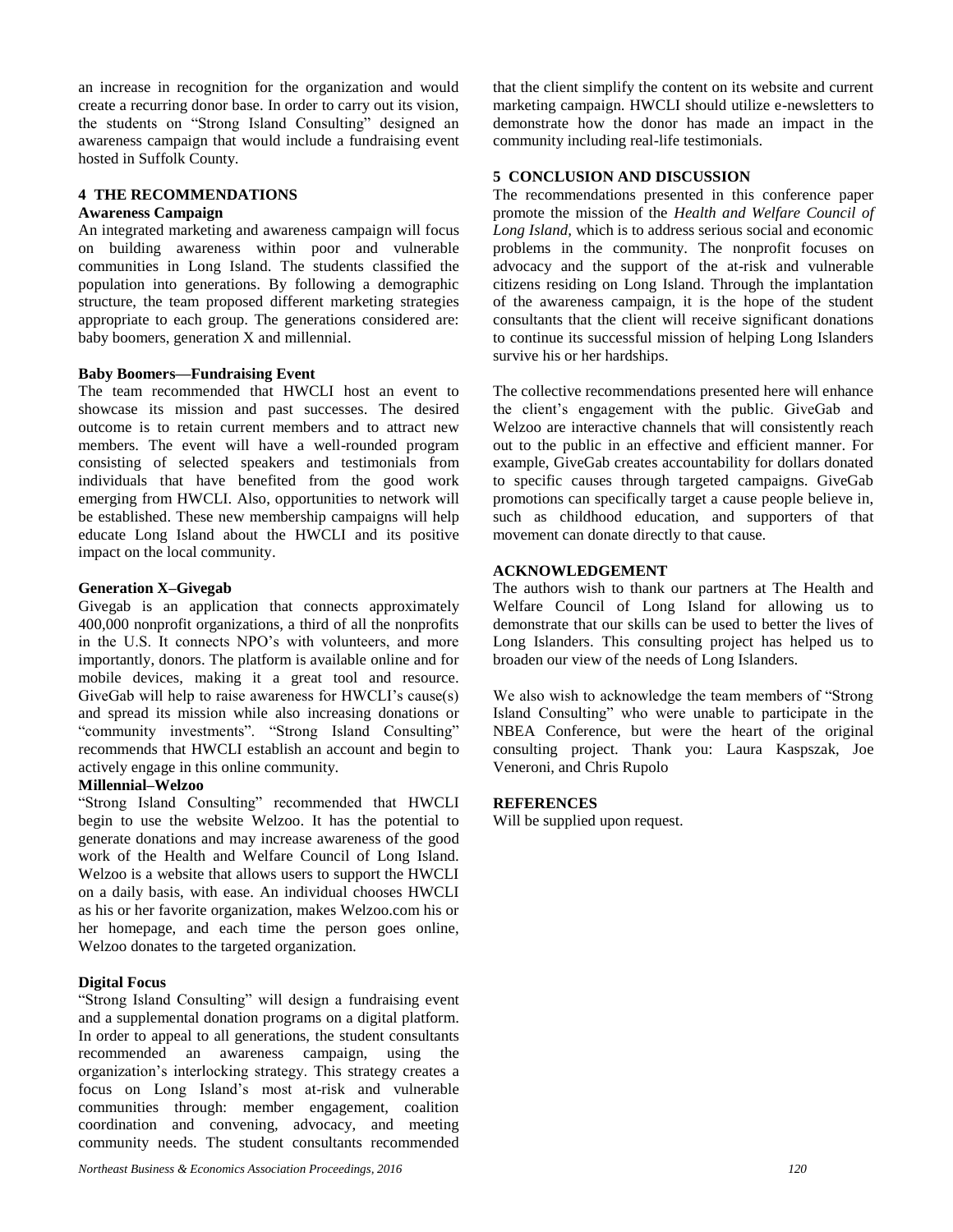an increase in recognition for the organization and would create a recurring donor base. In order to carry out its vision, the students on "Strong Island Consulting" designed an awareness campaign that would include a fundraising event hosted in Suffolk County.

## 4 THE RECOMMENDATIONS

### Awareness Campaign

An integrated marketing and awareness campaign will focus on building awareness within poor and vulnerable communities in Long Island. The students classified the population into generations. By following a demographic structure, the team proposed different marketing strategies appropriate to each group. The generations considered are: baby boomers, generation X and millennial.

### Baby Boomers—Fundraising Event

The team recommended that HWCLI host an event to showcase its mission and past successes. The desired outcome is to retain current members and to attract new members. The event will have a well-rounded program consisting of selected speakers and testimonials from individuals that have benefited from the good work emerging from HWCLI. Also, opportunities to network will be established. These new membership campaigns will help educate Long Island about the HWCLI and its positive impact on the local community.

### Generation X–Givegab

Givegab is an application that connects approximately 400,000 nonprofit organizations, a third of all the nonprofits in the U.S. It connects NPO's with volunteers, and more importantly, donors. The platform is available online and for mobile devices, making it a great tool and resource. GiveGab will help to raise awareness for HWCLI's cause(s) and spread its mission while also increasing donations or "community investments". "Strong Island Consulting" recommends that HWCLI establish an account and begin to actively engage in this online community.

### Millennial–Welzoo

"Strong Island Consulting" recommended that HWCLI begin to use the website Welzoo. It has the potential to generate donations and may increase awareness of the good work of the Health and Welfare Council of Long Island. Welzoo is a website that allows users to support the HWCLI on a daily basis, with ease. An individual chooses HWCLI as his or her favorite organization, makes Welzoo.com his or her homepage, and each time the person goes online, Welzoo donates to the targeted organization.

### Digital Focus

"Strong Island Consulting" will design a fundraising event and a supplemental donation programs on a digital platform. In order to appeal to all generations, the student consultants recommended an awareness campaign, using the organization's interlocking strategy. This strategy creates a focus on Long Island's most at-risk and vulnerable communities through: member engagement, coalition coordination and convening, advocacy, and meeting community needs. The student consultants recommended that the client simplify the content on its website and current marketing campaign. HWCLI should utilize e-newsletters to demonstrate how the donor has made an impact in the community including real-life testimonials.

## 5 CONCLUSION AND DISCUSSION

The recommendations presented in this conference paper promote the mission of the *Health and Welfare Council of Long Island*, which is to address serious social and economic problems in the community. The nonprofit focuses on advocacy and the support of the at-risk and vulnerable citizens residing on Long Island. Through the implantation of the awareness campaign, it is the hope of the student consultants that the client will receive significant donations to continue its successful mission of helping Long Islanders survive his or her hardships.

The collective recommendations presented here will enhance the client's engagement with the public. GiveGab and Welzoo are interactive channels that will consistently reach out to the public in an effective and efficient manner. For example, GiveGab creates accountability for dollars donated to specific causes through targeted campaigns. GiveGab promotions can specifically target a cause people believe in, such as childhood education, and supporters of that movement can donate directly to that cause.

## ACKNOWLEDGEMENT

The authors wish to thank our partners at The Health and Welfare Council of Long Island for allowing us to demonstrate that our skills can be used to better the lives of Long Islanders. This consulting project has helped us to broaden our view of the needs of Long Islanders.

We also wish to acknowledge the team members of "Strong Island Consulting" who were unable to participate in the NBEA Conference, but were the heart of the original consulting project. Thank you: Laura Kaspszak, Joe Veneroni, and Chris Rupolo

## REFERENCES

Will be supplied upon request.